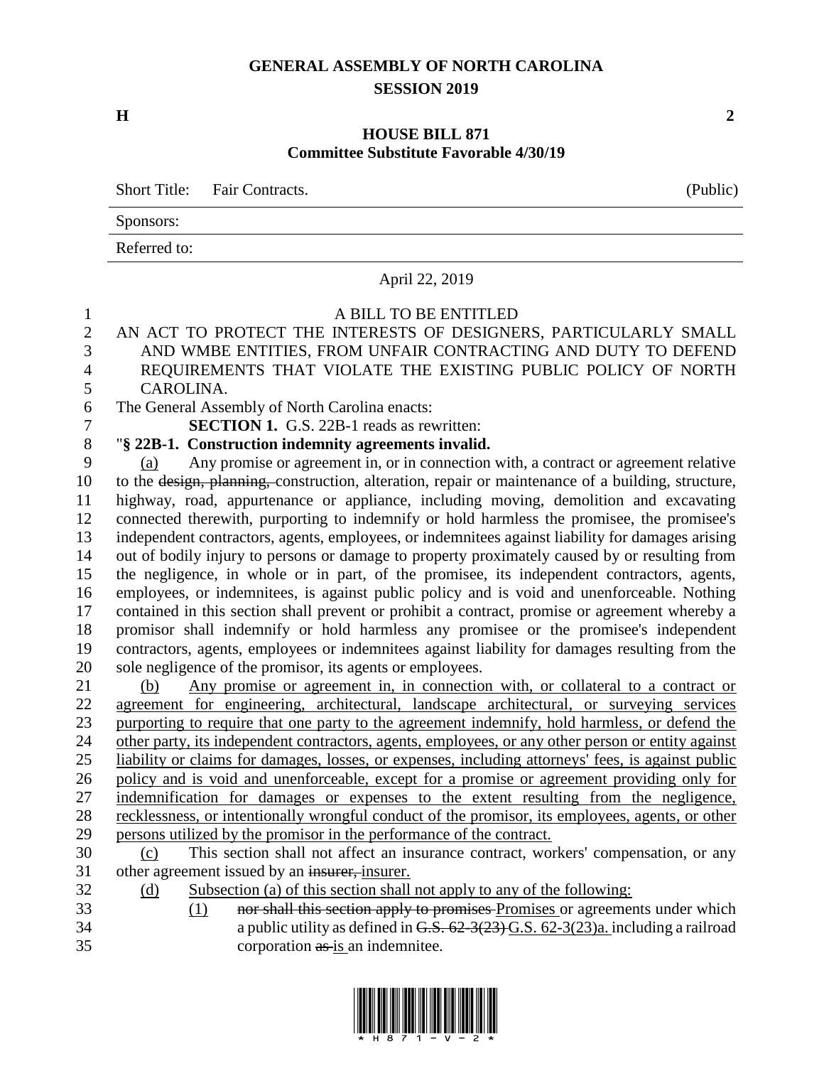# GENERAL ASSEMBLY OF NORTH CAROLINA
## SESSION 2019

**H** **2**

## HOUSE BILL 871
### Committee Substitute Favorable 4/30/19

| Short Title: Fair Contracts. | (Public) |
|---|---|
| Sponsors: | |
| Referred to: | |

April 22, 2019

A BILL TO BE ENTITLED

AN ACT TO PROTECT THE INTERESTS OF DESIGNERS, PARTICULARLY SMALL AND WMBE ENTITIES, FROM UNFAIR CONTRACTING AND DUTY TO DEFEND REQUIREMENTS THAT VIOLATE THE EXISTING PUBLIC POLICY OF NORTH CAROLINA.

The General Assembly of North Carolina enacts:

**SECTION 1.** G.S. 22B-1 reads as rewritten:

"**§ 22B-1. Construction indemnity agreements invalid.**

(a) Any promise or agreement in, or in connection with, a contract or agreement relative to the ~~design, planning,~~ construction, alteration, repair or maintenance of a building, structure, highway, road, appurtenance or appliance, including moving, demolition and excavating connected therewith, purporting to indemnify or hold harmless the promisee, the promisee's independent contractors, agents, employees, or indemnitees against liability for damages arising out of bodily injury to persons or damage to property proximately caused by or resulting from the negligence, in whole or in part, of the promisee, its independent contractors, agents, employees, or indemnitees, is against public policy and is void and unenforceable. Nothing contained in this section shall prevent or prohibit a contract, promise or agreement whereby a promisor shall indemnify or hold harmless any promisee or the promisee's independent contractors, agents, employees or indemnitees against liability for damages resulting from the sole negligence of the promisor, its agents or employees.

(b) Any promise or agreement in, in connection with, or collateral to a contract or agreement for engineering, architectural, landscape architectural, or surveying services purporting to require that one party to the agreement indemnify, hold harmless, or defend the other party, its independent contractors, agents, employees, or any other person or entity against liability or claims for damages, losses, or expenses, including attorneys' fees, is against public policy and is void and unenforceable, except for a promise or agreement providing only for indemnification for damages or expenses to the extent resulting from the negligence, recklessness, or intentionally wrongful conduct of the promisor, its employees, agents, or other persons utilized by the promisor in the performance of the contract.

(c) This section shall not affect an insurance contract, workers' compensation, or any other agreement issued by an ~~insurer,~~ insurer.

(d) Subsection (a) of this section shall not apply to any of the following:

(1) ~~nor shall this section apply to promises~~ Promises or agreements under which a public utility as defined in ~~G.S. 62-3(23)~~ G.S. 62-3(23)a. including a railroad corporation ~~as~~ is an indemnitee.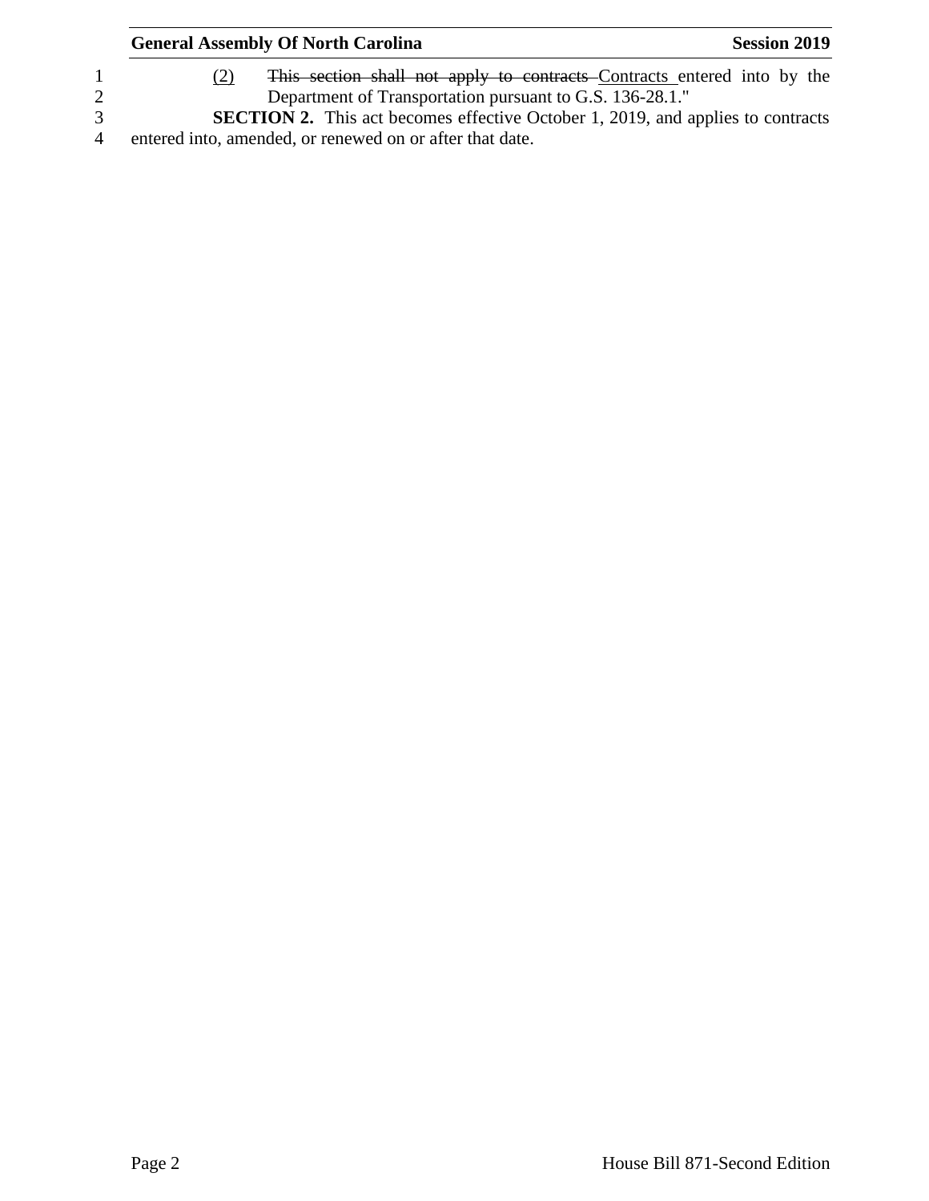(2) ~~This section shall not apply to contracts~~ Contracts entered into by the Department of Transportation pursuant to G.S. 136-28.1."

**SECTION 2.** This act becomes effective October 1, 2019, and applies to contracts entered into, amended, or renewed on or after that date.